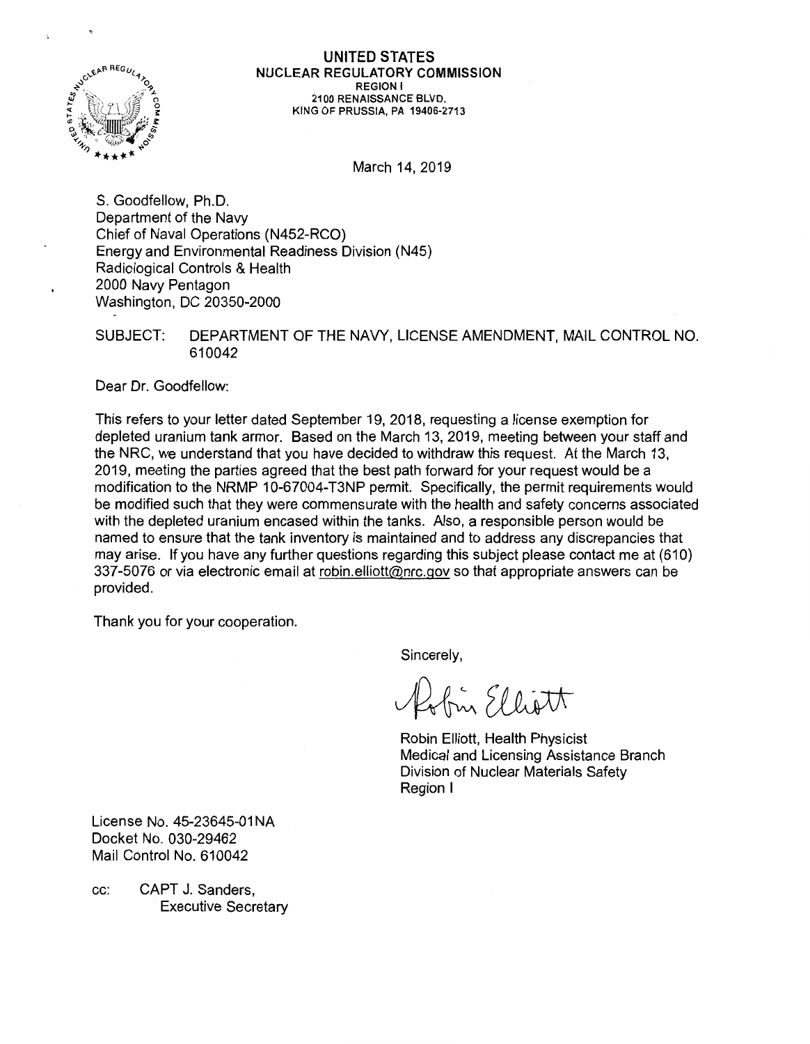**UNITED STATES**
**NUCLEAR REGULATORY COMMISSION**
REGION I
2100 RENAISSANCE BLVD.
KING OF PRUSSIA, PA 19406-2713

March 14, 2019

S. Goodfellow, Ph.D.
Department of the Navy
Chief of Naval Operations (N452-RCO)
Energy and Environmental Readiness Division (N45)
Radiological Controls & Health
2000 Navy Pentagon
Washington, DC 20350-2000

SUBJECT: DEPARTMENT OF THE NAVY, LICENSE AMENDMENT, MAIL CONTROL NO. 610042

Dear Dr. Goodfellow:

This refers to your letter dated September 19, 2018, requesting a license exemption for depleted uranium tank armor. Based on the March 13, 2019, meeting between your staff and the NRC, we understand that you have decided to withdraw this request. At the March 13, 2019, meeting the parties agreed that the best path forward for your request would be a modification to the NRMP 10-67004-T3NP permit. Specifically, the permit requirements would be modified such that they were commensurate with the health and safety concerns associated with the depleted uranium encased within the tanks. Also, a responsible person would be named to ensure that the tank inventory is maintained and to address any discrepancies that may arise. If you have any further questions regarding this subject please contact me at (610) 337-5076 or via electronic email at robin.elliott@nrc.gov so that appropriate answers can be provided.

Thank you for your cooperation.

Sincerely,

Robin Elliott

Robin Elliott, Health Physicist
Medical and Licensing Assistance Branch
Division of Nuclear Materials Safety
Region I

License No. 45-23645-01NA
Docket No. 030-29462
Mail Control No. 610042

cc: CAPT J. Sanders,
Executive Secretary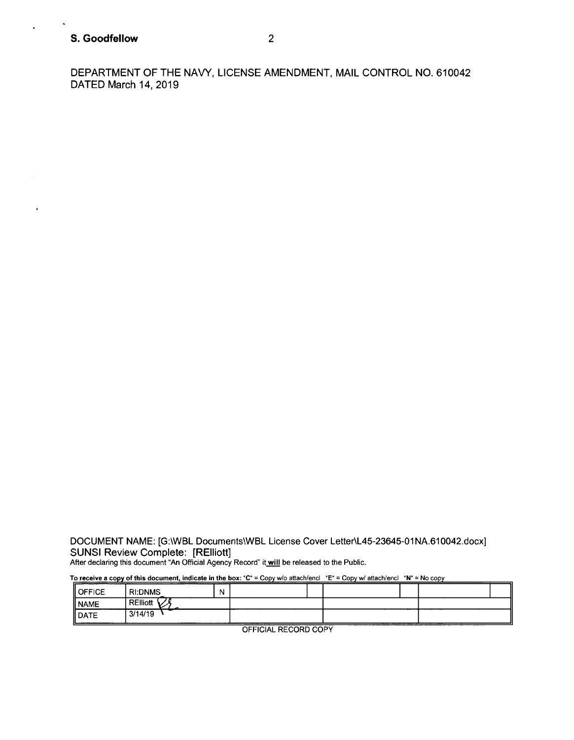DEPARTMENT OF THE NAVY, LICENSE AMENDMENT, MAIL CONTROL NO. 610042
DATED March 14, 2019

DOCUMENT NAME: [G:\WBL Documents\WBL License Cover Letter\L45-23645-01NA.610042.docx]
SUNSI Review Complete: [RElliott]
After declaring this document "An Official Agency Record" it **will** be released to the Public.

**To receive a copy of this document, indicate in the box: "C" = Copy w/o attach/encl "E" = Copy w/ attach/encl "N" = No copy**

| | | | | | | | | |
|---|---|---|---|---|---|---|---|---|
| OFFICE | RI:DNMS | N | | | | | | |
| NAME | RElliott | | | | | | | |
| DATE | 3/14/19 | | | | | | | |

OFFICIAL RECORD COPY